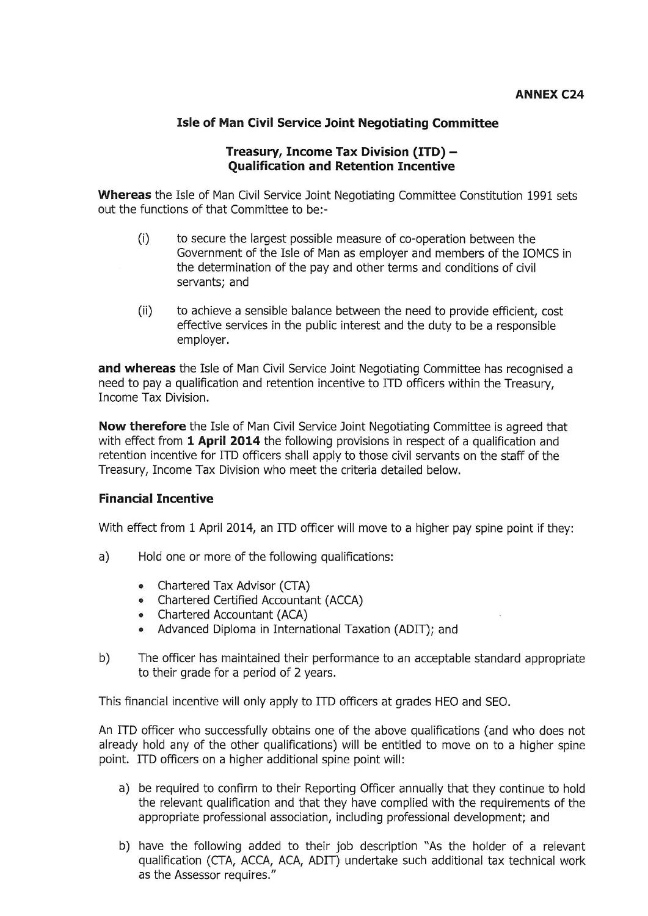**ANNEX C24**

## Isle of Man Civil Service Joint Negotiating Committee

### Treasury, Income Tax Division (ITD) – Qualification and Retention Incentive

**Whereas** the Isle of Man Civil Service Joint Negotiating Committee Constitution 1991 sets out the functions of that Committee to be:-

(i) to secure the largest possible measure of co-operation between the Government of the Isle of Man as employer and members of the IOMCS in the determination of the pay and other terms and conditions of civil servants; and

(ii) to achieve a sensible balance between the need to provide efficient, cost effective services in the public interest and the duty to be a responsible employer.

**and whereas** the Isle of Man Civil Service Joint Negotiating Committee has recognised a need to pay a qualification and retention incentive to ITD officers within the Treasury, Income Tax Division.

**Now therefore** the Isle of Man Civil Service Joint Negotiating Committee is agreed that with effect from **1 April 2014** the following provisions in respect of a qualification and retention incentive for ITD officers shall apply to those civil servants on the staff of the Treasury, Income Tax Division who meet the criteria detailed below.

### Financial Incentive

With effect from 1 April 2014, an ITD officer will move to a higher pay spine point if they:

a) Hold one or more of the following qualifications:

- Chartered Tax Advisor (CTA)
- Chartered Certified Accountant (ACCA)
- Chartered Accountant (ACA)
- Advanced Diploma in International Taxation (ADIT); and

b) The officer has maintained their performance to an acceptable standard appropriate to their grade for a period of 2 years.

This financial incentive will only apply to ITD officers at grades HEO and SEO.

An ITD officer who successfully obtains one of the above qualifications (and who does not already hold any of the other qualifications) will be entitled to move on to a higher spine point. ITD officers on a higher additional spine point will:

a) be required to confirm to their Reporting Officer annually that they continue to hold the relevant qualification and that they have complied with the requirements of the appropriate professional association, including professional development; and

b) have the following added to their job description "As the holder of a relevant qualification (CTA, ACCA, ACA, ADIT) undertake such additional tax technical work as the Assessor requires."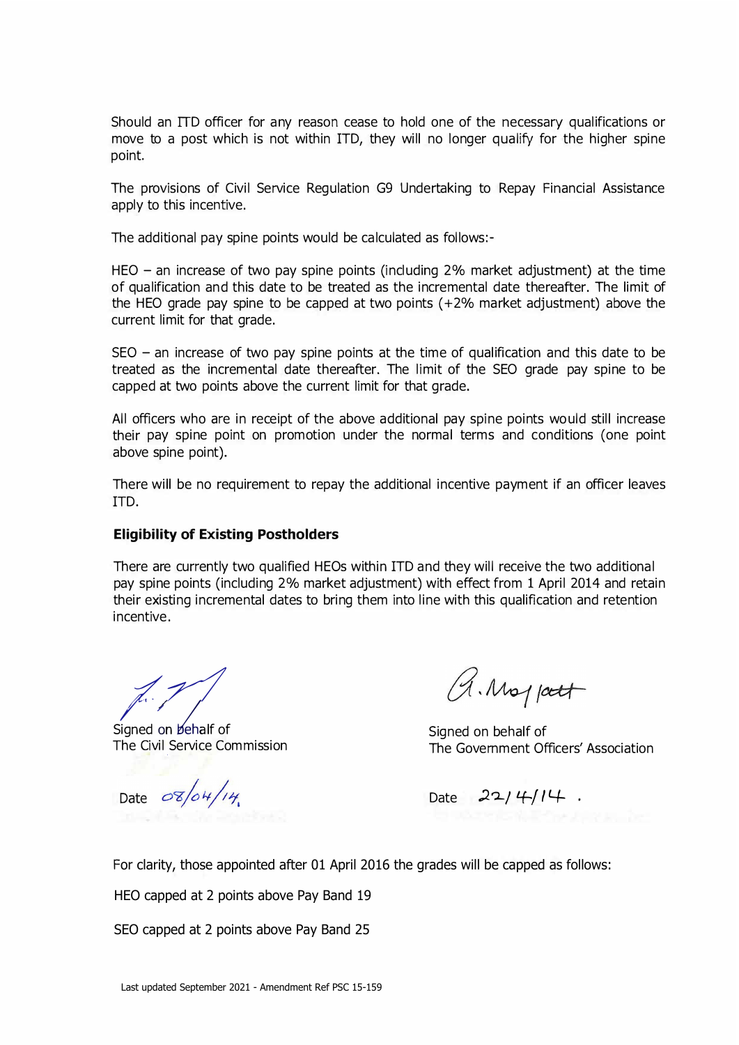Should an ITD officer for any reason cease to hold one of the necessary qualifications or move to a post which is not within ITD, they will no longer qualify for the higher spine point.

The provisions of Civil Service Regulation G9 Undertaking to Repay Financial Assistance apply to this incentive.

The additional pay spine points would be calculated as follows:-

HEO – an increase of two pay spine points (including 2% market adjustment) at the time of qualification and this date to be treated as the incremental date thereafter. The limit of the HEO grade pay spine to be capped at two points (+2% market adjustment) above the current limit for that grade.

SEO – an increase of two pay spine points at the time of qualification and this date to be treated as the incremental date thereafter. The limit of the SEO grade pay spine to be capped at two points above the current limit for that grade.

All officers who are in receipt of the above additional pay spine points would still increase their pay spine point on promotion under the normal terms and conditions (one point above spine point).

There will be no requirement to repay the additional incentive payment if an officer leaves ITD.

**Eligibility of Existing Postholders**

There are currently two qualified HEOs within ITD and they will receive the two additional pay spine points (including 2% market adjustment) with effect from 1 April 2014 and retain their existing incremental dates to bring them into line with this qualification and retention incentive.

Signed on behalf of
The Civil Service Commission

Date 08/04/14

Signed on behalf of
The Government Officers' Association

Date 22/4/14.

For clarity, those appointed after 01 April 2016 the grades will be capped as follows:

HEO capped at 2 points above Pay Band 19

SEO capped at 2 points above Pay Band 25

Last updated September 2021 - Amendment Ref PSC 15-159